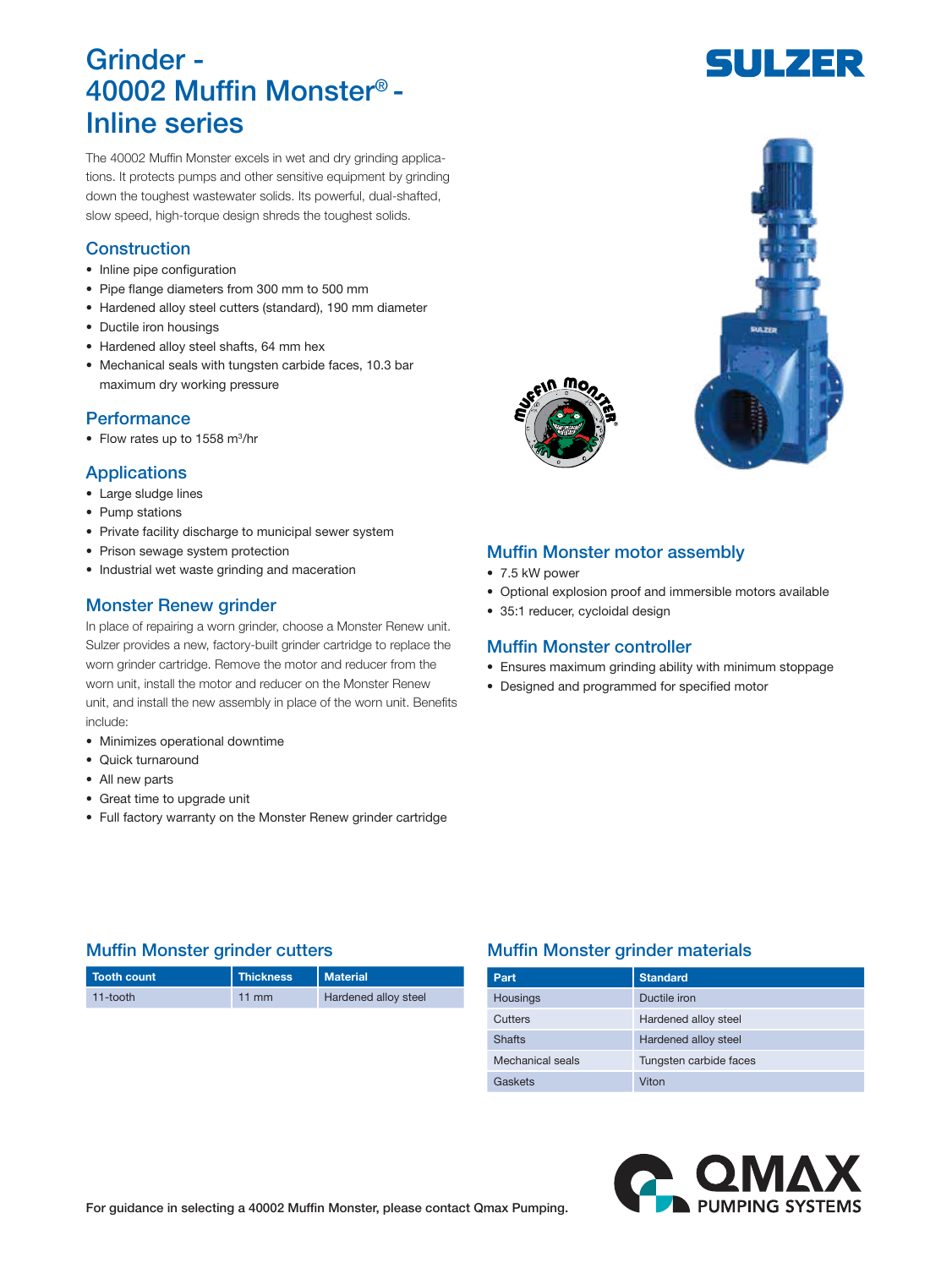# Grinder - 40002 Muffin Monster® - Inline series

The 40002 Muffin Monster excels in wet and dry grinding applications. It protects pumps and other sensitive equipment by grinding down the toughest wastewater solids. Its powerful, dual-shafted, slow speed, high-torque design shreds the toughest solids.

## Construction

- Inline pipe configuration
- Pipe flange diameters from 300 mm to 500 mm
- Hardened alloy steel cutters (standard), 190 mm diameter
- Ductile iron housings
- Hardened alloy steel shafts, 64 mm hex
- Mechanical seals with tungsten carbide faces, 10.3 bar maximum dry working pressure

## Performance

- Flow rates up to 1558 $m^3$/hr

## Applications

- Large sludge lines
- Pump stations
- Private facility discharge to municipal sewer system
- Prison sewage system protection
- Industrial wet waste grinding and maceration

## Monster Renew grinder

In place of repairing a worn grinder, choose a Monster Renew unit. Sulzer provides a new, factory-built grinder cartridge to replace the worn grinder cartridge. Remove the motor and reducer from the worn unit, install the motor and reducer on the Monster Renew unit, and install the new assembly in place of the worn unit. Benefits include:

- Minimizes operational downtime
- Quick turnaround
- All new parts
- Great time to upgrade unit
- Full factory warranty on the Monster Renew grinder cartridge

## Muffin Monster motor assembly

- 7.5 kW power
- Optional explosion proof and immersible motors available
- 35:1 reducer, cycloidal design

## Muffin Monster controller

- Ensures maximum grinding ability with minimum stoppage
- Designed and programmed for specified motor

## Muffin Monster grinder cutters

| Tooth count | Thickness | Material |
|---|---|---|
| 11-tooth | 11 mm | Hardened alloy steel |

## Muffin Monster grinder materials

| Part | Standard |
|---|---|
| Housings | Ductile iron |
| Cutters | Hardened alloy steel |
| Shafts | Hardened alloy steel |
| Mechanical seals | Tungsten carbide faces |
| Gaskets | Viton |

**For guidance in selecting a 40002 Muffin Monster, please contact Qmax Pumping.**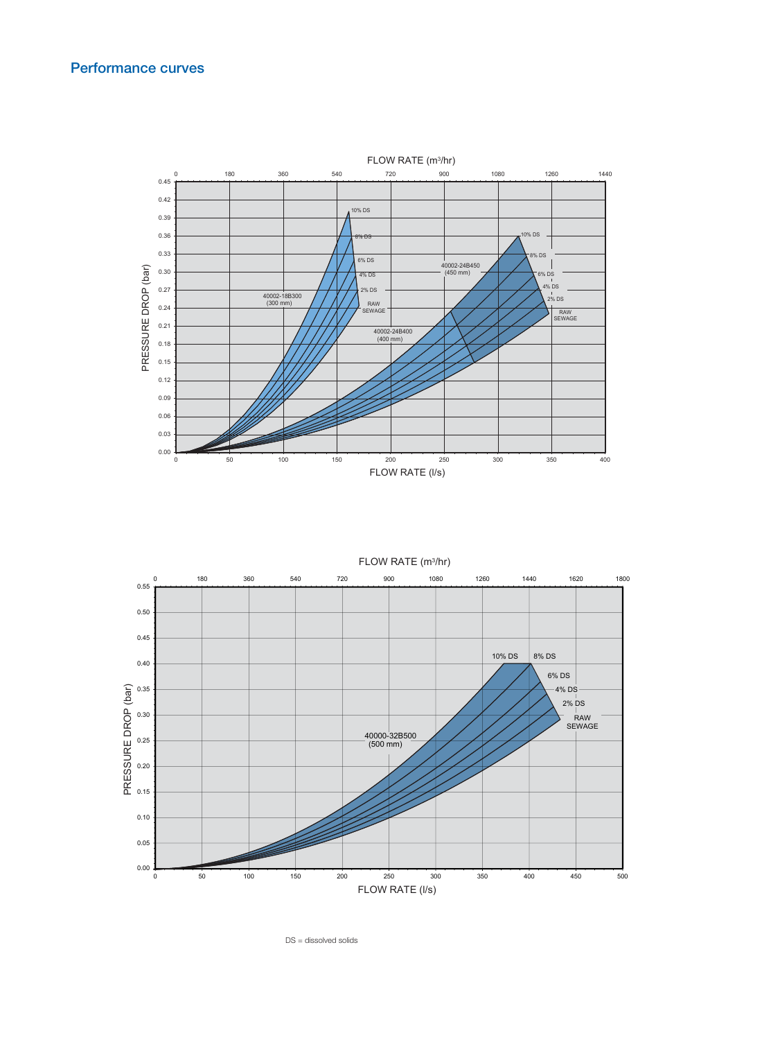## Performance curves

FLOW RATE (m³/hr)

PRESSURE DROP (bar)

40002-18B300 (300 mm)

40002-24B400 (400 mm)

40002-24B450 (450 mm)

10% DS, 8% DS, 6% DS, 4% DS, 2% DS, RAW SEWAGE

FLOW RATE (l/s)

FLOW RATE (m³/hr)

PRESSURE DROP (bar)

40000-32B500 (500 mm)

10% DS, 8% DS, 6% DS, 4% DS, 2% DS, RAW SEWAGE

FLOW RATE (l/s)

DS = dissolved solids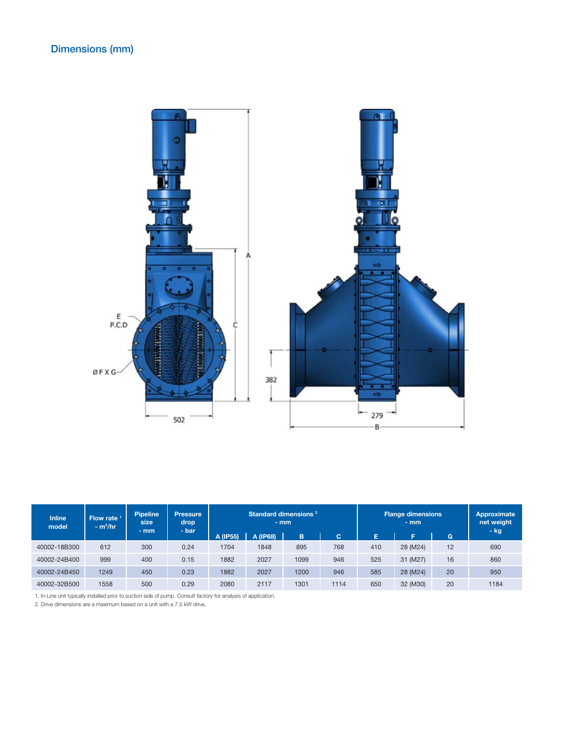## Dimensions (mm)

| Inline model | Flow rate [1] - $m^3$/hr | Pipeline size - mm | Pressure drop - bar | Standard dimensions [2] - mm | | | | Flange dimensions - mm | | | Approximate net weight - kg |
|---|---|---|---|---|---|---|---|---|---|---|---|
| | | | | A (IP55) | A (IP68) | B | C | E | F | G | |
| 40002-18B300 | 612 | 300 | 0.24 | 1704 | 1848 | 895 | 768 | 410 | 28 (M24) | 12 | 690 |
| 40002-24B400 | 999 | 400 | 0.15 | 1882 | 2027 | 1099 | 946 | 525 | 31 (M27) | 16 | 860 |
| 40002-24B450 | 1249 | 450 | 0.23 | 1882 | 2027 | 1200 | 946 | 585 | 28 (M24) | 20 | 950 |
| 40002-32B500 | 1558 | 500 | 0.29 | 2080 | 2117 | 1301 | 1114 | 650 | 32 (M30) | 20 | 1184 |

1. In-Line unit typically installed prior to suction side of pump. Consult factory for analysis of application.
2. Drive dimensions are a maximum based on a unit with a 7.5 kW drive.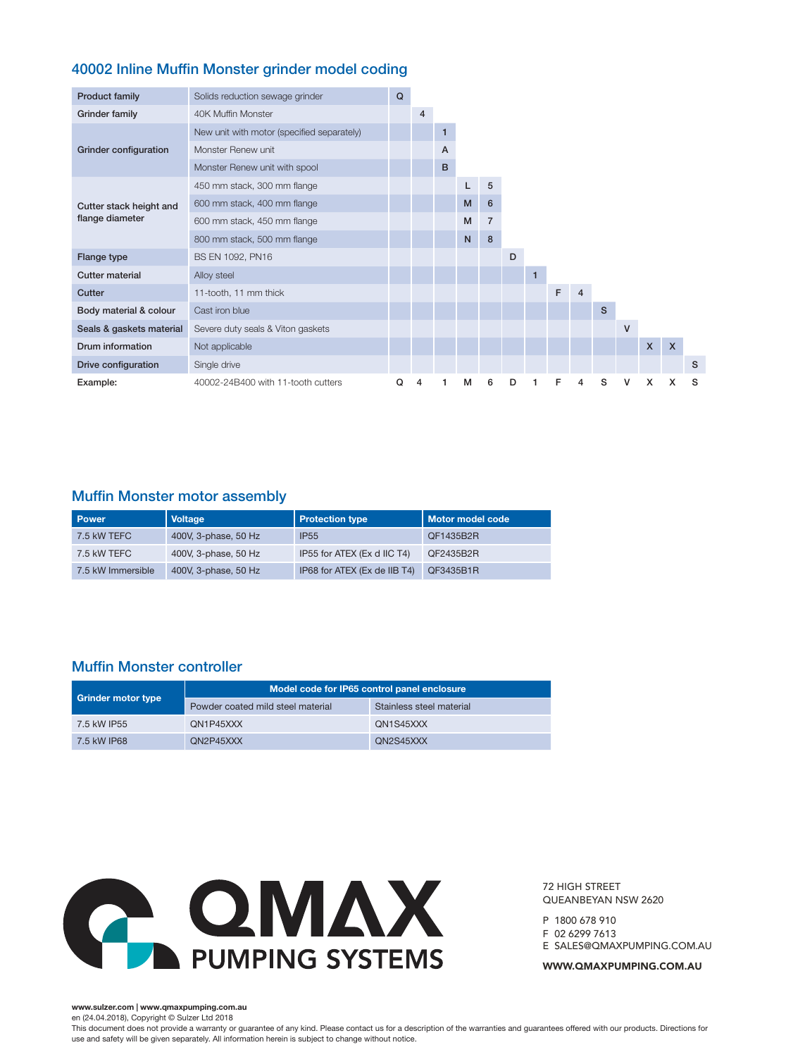## 40002 Inline Muffin Monster grinder model coding

| | | | | | | | | | | | | | | | |
|---|---|---|---|---|---|---|---|---|---|---|---|---|---|---|---|
| Product family | Solids reduction sewage grinder | Q | | | | | | | | | | | | | |
| Grinder family | 40K Muffin Monster | | 4 | | | | | | | | | | | | |
| Grinder configuration | New unit with motor (specified separately) | | | 1 | | | | | | | | | | | |
| | Monster Renew unit | | | A | | | | | | | | | | | |
| | Monster Renew unit with spool | | | B | | | | | | | | | | | |
| Cutter stack height and flange diameter | 450 mm stack, 300 mm flange | | | | L | 5 | | | | | | | | | |
| | 600 mm stack, 400 mm flange | | | | M | 6 | | | | | | | | | |
| | 600 mm stack, 450 mm flange | | | | M | 7 | | | | | | | | | |
| | 800 mm stack, 500 mm flange | | | | N | 8 | | | | | | | | | |
| Flange type | BS EN 1092, PN16 | | | | | | D | | | | | | | | |
| Cutter material | Alloy steel | | | | | | | 1 | | | | | | | |
| Cutter | 11-tooth, 11 mm thick | | | | | | | | F | 4 | | | | | |
| Body material & colour | Cast iron blue | | | | | | | | | | S | | | | |
| Seals & gaskets material | Severe duty seals & Viton gaskets | | | | | | | | | | | V | | | |
| Drum information | Not applicable | | | | | | | | | | | | X | X | |
| Drive configuration | Single drive | | | | | | | | | | | | | | S |
| Example: | 40002-24B400 with 11-tooth cutters | Q | 4 | 1 | M | 6 | D | 1 | F | 4 | S | V | X | X | S |

## Muffin Monster motor assembly

| Power | Voltage | Protection type | Motor model code |
|---|---|---|---|
| 7.5 kW TEFC | 400V, 3-phase, 50 Hz | IP55 | QF1435B2R |
| 7.5 kW TEFC | 400V, 3-phase, 50 Hz | IP55 for ATEX (Ex d IIC T4) | QF2435B2R |
| 7.5 kW Immersible | 400V, 3-phase, 50 Hz | IP68 for ATEX (Ex de IIB T4) | QF3435B1R |

## Muffin Monster controller

| Grinder motor type | Model code for IP65 control panel enclosure | |
|---|---|---|
| | Powder coated mild steel material | Stainless steel material |
| 7.5 kW IP55 | QN1P45XXX | QN1S45XXX |
| 7.5 kW IP68 | QN2P45XXX | QN2S45XXX |

QMAX PUMPING SYSTEMS

72 HIGH STREET
QUEANBEYAN NSW 2620

P 1800 678 910
F 02 6299 7613
E SALES@QMAXPUMPING.COM.AU

WWW.QMAXPUMPING.COM.AU

**www.sulzer.com | www.qmaxpumping.com.au**
en (24.04.2018), Copyright © Sulzer Ltd 2018
This document does not provide a warranty or guarantee of any kind. Please contact us for a description of the warranties and guarantees offered with our products. Directions for use and safety will be given separately. All information herein is subject to change without notice.